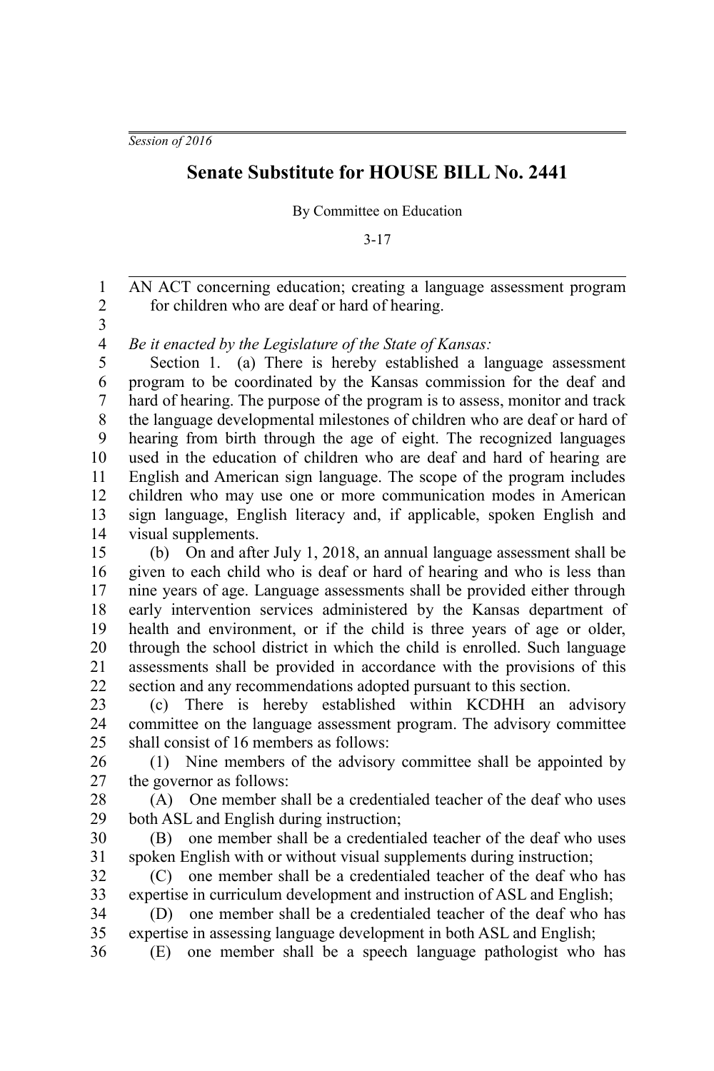*Session of 2016*

# Senate Substitute for HOUSE BILL No. 2441

By Committee on Education

3-17

AN ACT concerning education; creating a language assessment program for children who are deaf or hard of hearing.

*Be it enacted by the Legislature of the State of Kansas:*

Section 1. (a) There is hereby established a language assessment program to be coordinated by the Kansas commission for the deaf and hard of hearing. The purpose of the program is to assess, monitor and track the language developmental milestones of children who are deaf or hard of hearing from birth through the age of eight. The recognized languages used in the education of children who are deaf and hard of hearing are English and American sign language. The scope of the program includes children who may use one or more communication modes in American sign language, English literacy and, if applicable, spoken English and visual supplements.

(b) On and after July 1, 2018, an annual language assessment shall be given to each child who is deaf or hard of hearing and who is less than nine years of age. Language assessments shall be provided either through early intervention services administered by the Kansas department of health and environment, or if the child is three years of age or older, through the school district in which the child is enrolled. Such language assessments shall be provided in accordance with the provisions of this section and any recommendations adopted pursuant to this section.

(c) There is hereby established within KCDHH an advisory committee on the language assessment program. The advisory committee shall consist of 16 members as follows:

(1) Nine members of the advisory committee shall be appointed by the governor as follows:

(A) One member shall be a credentialed teacher of the deaf who uses both ASL and English during instruction;

(B) one member shall be a credentialed teacher of the deaf who uses spoken English with or without visual supplements during instruction;

(C) one member shall be a credentialed teacher of the deaf who has expertise in curriculum development and instruction of ASL and English;

(D) one member shall be a credentialed teacher of the deaf who has expertise in assessing language development in both ASL and English;

(E) one member shall be a speech language pathologist who has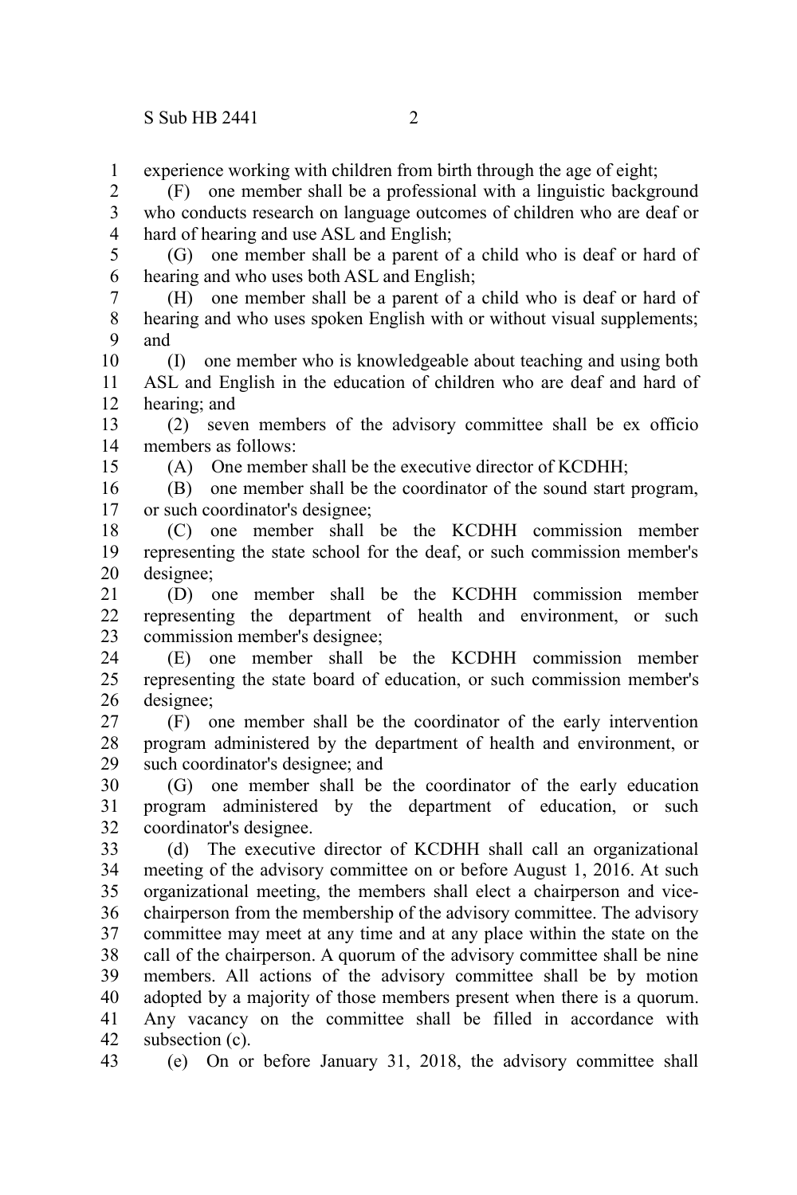experience working with children from birth through the age of eight;

(F) one member shall be a professional with a linguistic background who conducts research on language outcomes of children who are deaf or hard of hearing and use ASL and English;

(G) one member shall be a parent of a child who is deaf or hard of hearing and who uses both ASL and English;

(H) one member shall be a parent of a child who is deaf or hard of hearing and who uses spoken English with or without visual supplements; and

(I) one member who is knowledgeable about teaching and using both ASL and English in the education of children who are deaf and hard of hearing; and

(2) seven members of the advisory committee shall be ex officio members as follows:

(A) One member shall be the executive director of KCDHH;

(B) one member shall be the coordinator of the sound start program, or such coordinator's designee;

(C) one member shall be the KCDHH commission member representing the state school for the deaf, or such commission member's designee;

(D) one member shall be the KCDHH commission member representing the department of health and environment, or such commission member's designee;

(E) one member shall be the KCDHH commission member representing the state board of education, or such commission member's designee;

(F) one member shall be the coordinator of the early intervention program administered by the department of health and environment, or such coordinator's designee; and

(G) one member shall be the coordinator of the early education program administered by the department of education, or such coordinator's designee.

(d) The executive director of KCDHH shall call an organizational meeting of the advisory committee on or before August 1, 2016. At such organizational meeting, the members shall elect a chairperson and vice-chairperson from the membership of the advisory committee. The advisory committee may meet at any time and at any place within the state on the call of the chairperson. A quorum of the advisory committee shall be nine members. All actions of the advisory committee shall be by motion adopted by a majority of those members present when there is a quorum. Any vacancy on the committee shall be filled in accordance with subsection (c).

(e) On or before January 31, 2018, the advisory committee shall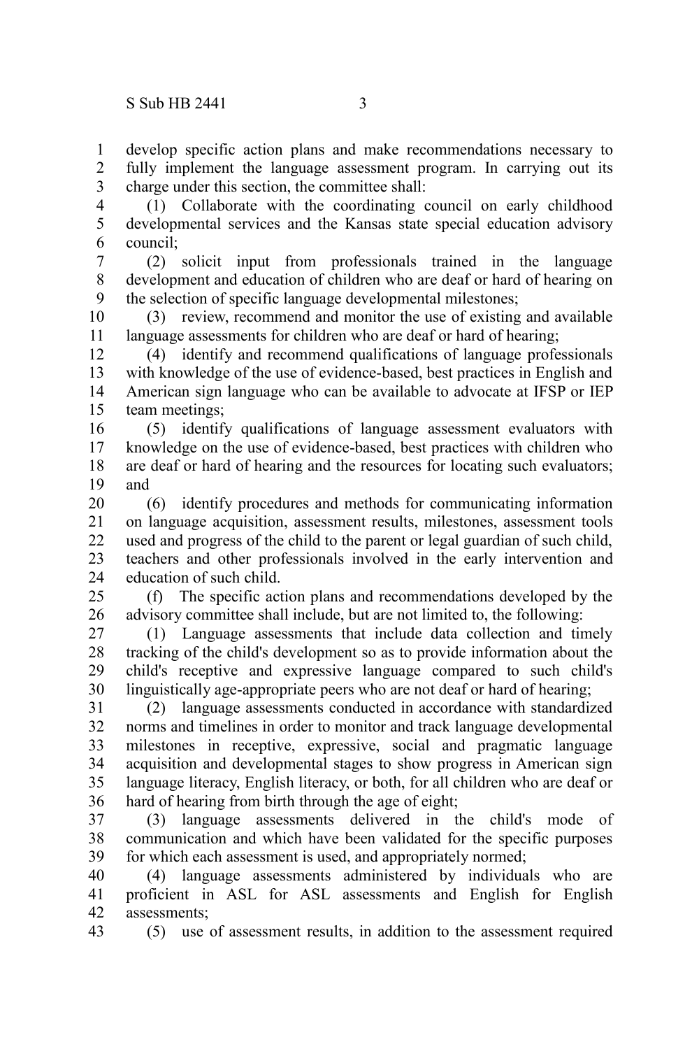develop specific action plans and make recommendations necessary to fully implement the language assessment program. In carrying out its charge under this section, the committee shall:

(1) Collaborate with the coordinating council on early childhood developmental services and the Kansas state special education advisory council;

(2) solicit input from professionals trained in the language development and education of children who are deaf or hard of hearing on the selection of specific language developmental milestones;

(3) review, recommend and monitor the use of existing and available language assessments for children who are deaf or hard of hearing;

(4) identify and recommend qualifications of language professionals with knowledge of the use of evidence-based, best practices in English and American sign language who can be available to advocate at IFSP or IEP team meetings;

(5) identify qualifications of language assessment evaluators with knowledge on the use of evidence-based, best practices with children who are deaf or hard of hearing and the resources for locating such evaluators; and

(6) identify procedures and methods for communicating information on language acquisition, assessment results, milestones, assessment tools used and progress of the child to the parent or legal guardian of such child, teachers and other professionals involved in the early intervention and education of such child.

(f) The specific action plans and recommendations developed by the advisory committee shall include, but are not limited to, the following:

(1) Language assessments that include data collection and timely tracking of the child's development so as to provide information about the child's receptive and expressive language compared to such child's linguistically age-appropriate peers who are not deaf or hard of hearing;

(2) language assessments conducted in accordance with standardized norms and timelines in order to monitor and track language developmental milestones in receptive, expressive, social and pragmatic language acquisition and developmental stages to show progress in American sign language literacy, English literacy, or both, for all children who are deaf or hard of hearing from birth through the age of eight;

(3) language assessments delivered in the child's mode of communication and which have been validated for the specific purposes for which each assessment is used, and appropriately normed;

(4) language assessments administered by individuals who are proficient in ASL for ASL assessments and English for English assessments;

(5) use of assessment results, in addition to the assessment required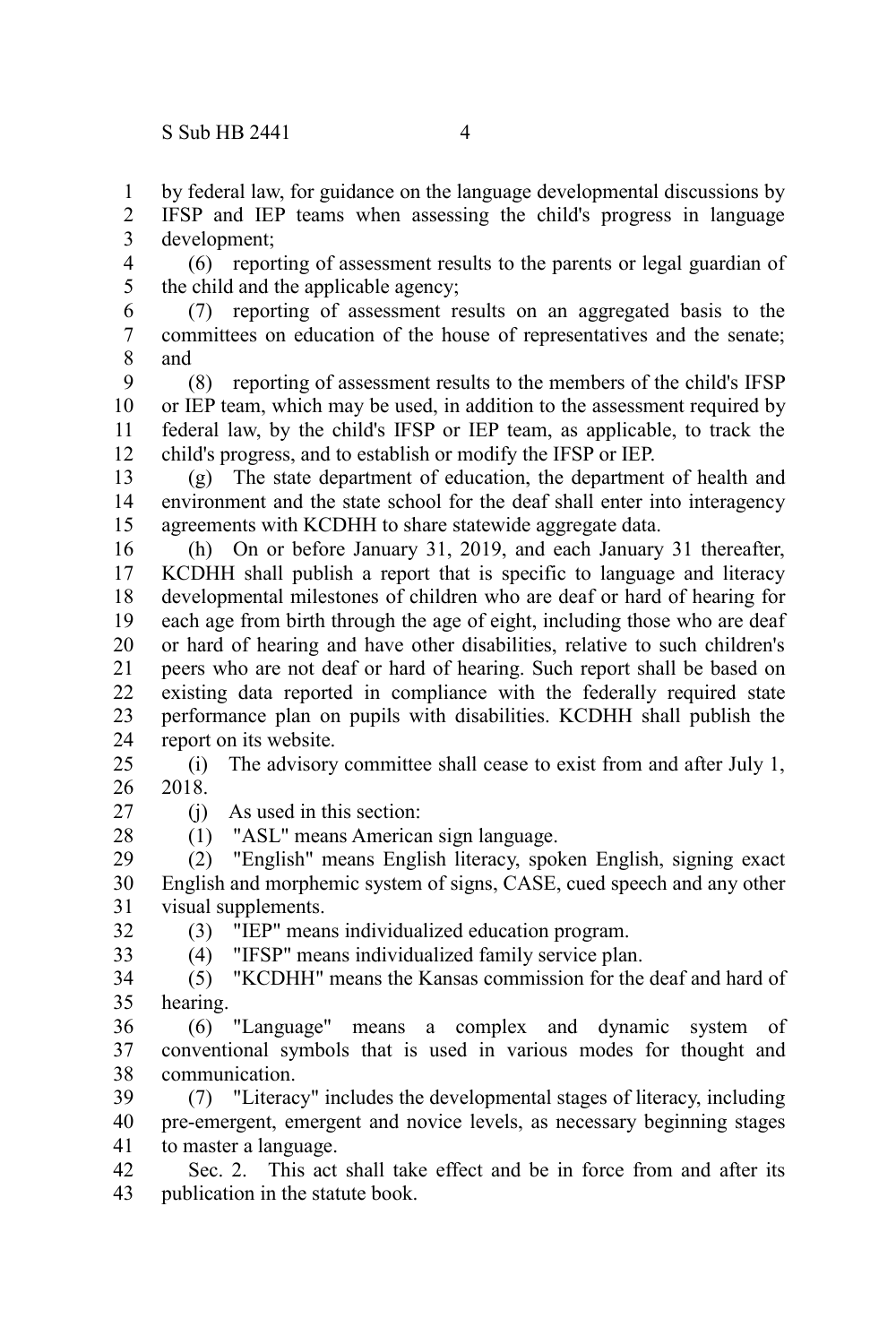by federal law, for guidance on the language developmental discussions by IFSP and IEP teams when assessing the child's progress in language development;

(6) reporting of assessment results to the parents or legal guardian of the child and the applicable agency;

(7) reporting of assessment results on an aggregated basis to the committees on education of the house of representatives and the senate; and

(8) reporting of assessment results to the members of the child's IFSP or IEP team, which may be used, in addition to the assessment required by federal law, by the child's IFSP or IEP team, as applicable, to track the child's progress, and to establish or modify the IFSP or IEP.

(g) The state department of education, the department of health and environment and the state school for the deaf shall enter into interagency agreements with KCDHH to share statewide aggregate data.

(h) On or before January 31, 2019, and each January 31 thereafter, KCDHH shall publish a report that is specific to language and literacy developmental milestones of children who are deaf or hard of hearing for each age from birth through the age of eight, including those who are deaf or hard of hearing and have other disabilities, relative to such children's peers who are not deaf or hard of hearing. Such report shall be based on existing data reported in compliance with the federally required state performance plan on pupils with disabilities. KCDHH shall publish the report on its website.

(i) The advisory committee shall cease to exist from and after July 1, 2018.

(j) As used in this section:

(1) "ASL" means American sign language.

(2) "English" means English literacy, spoken English, signing exact English and morphemic system of signs, CASE, cued speech and any other visual supplements.

(3) "IEP" means individualized education program.

(4) "IFSP" means individualized family service plan.

(5) "KCDHH" means the Kansas commission for the deaf and hard of hearing.

(6) "Language" means a complex and dynamic system of conventional symbols that is used in various modes for thought and communication.

(7) "Literacy" includes the developmental stages of literacy, including pre-emergent, emergent and novice levels, as necessary beginning stages to master a language.

Sec. 2. This act shall take effect and be in force from and after its publication in the statute book.